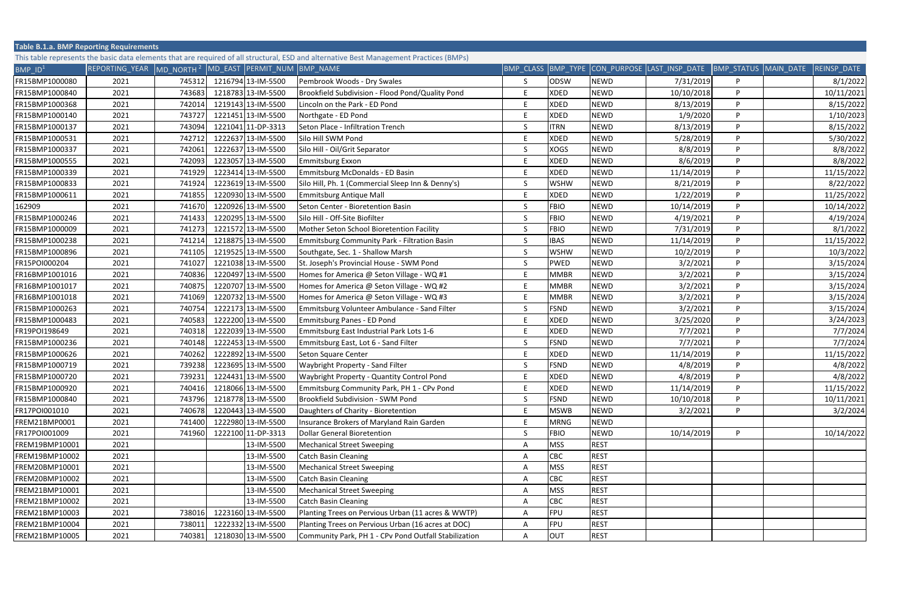**Table B.1.a. BMP Reporting Requirements**

This table represents the basic data elements that are required of all structural, ESD and alternative Best Management Practices (BMPs)

| BMP_ID[1] | REPORTING_YEAR | MD_NORTH[2] | MD_EAST | PERMIT_NUM | BMP_NAME | BMP_CLASS | BMP_TYPE | CON_PURPOSE | LAST_INSP_DATE | BMP_STATUS | MAIN_DATE | REINSP_DATE |
|---|---|---|---|---|---|---|---|---|---|---|---|---|
| FR15BMP1000080 | 2021 | 745312 | 1216794 | 13-IM-5500 | Pembrook Woods - Dry Swales | S | ODSW | NEWD | 7/31/2019 | P | | 8/1/2022 |
| FR15BMP1000840 | 2021 | 743683 | 1218783 | 13-IM-5500 | Brookfield Subdivision - Flood Pond/Quality Pond | E | XDED | NEWD | 10/10/2018 | P | | 10/11/2021 |
| FR15BMP1000368 | 2021 | 742014 | 1219143 | 13-IM-5500 | Lincoln on the Park - ED Pond | E | XDED | NEWD | 8/13/2019 | P | | 8/15/2022 |
| FR15BMP1000140 | 2021 | 743727 | 1221451 | 13-IM-5500 | Northgate - ED Pond | E | XDED | NEWD | 1/9/2020 | P | | 1/10/2023 |
| FR15BMP1000137 | 2021 | 743094 | 1221041 | 11-DP-3313 | Seton Place - Infiltration Trench | S | ITRN | NEWD | 8/13/2019 | P | | 8/15/2022 |
| FR15BMP1000531 | 2021 | 742712 | 1222637 | 13-IM-5500 | Silo Hill SWM Pond | E | XDED | NEWD | 5/28/2019 | P | | 5/30/2022 |
| FR15BMP1000337 | 2021 | 742061 | 1222637 | 13-IM-5500 | Silo Hill - Oil/Grit Separator | S | XOGS | NEWD | 8/8/2019 | P | | 8/8/2022 |
| FR15BMP1000555 | 2021 | 742093 | 1223057 | 13-IM-5500 | Emmitsburg Exxon | E | XDED | NEWD | 8/6/2019 | P | | 8/8/2022 |
| FR15BMP1000339 | 2021 | 741929 | 1223414 | 13-IM-5500 | Emmitsburg McDonalds - ED Basin | E | XDED | NEWD | 11/14/2019 | P | | 11/15/2022 |
| FR15BMP1000833 | 2021 | 741924 | 1223619 | 13-IM-5500 | Silo Hill, Ph. 1 (Commercial Sleep Inn & Denny's) | S | WSHW | NEWD | 8/21/2019 | P | | 8/22/2022 |
| FR15BMP1000611 | 2021 | 741855 | 1220930 | 13-IM-5500 | Emmitsburg Antique Mall | E | XDED | NEWD | 1/22/2019 | P | | 11/25/2022 |
| 162909 | 2021 | 741670 | 1220926 | 13-IM-5500 | Seton Center - Bioretention Basin | S | FBIO | NEWD | 10/14/2019 | P | | 10/14/2022 |
| FR15BMP1000246 | 2021 | 741433 | 1220295 | 13-IM-5500 | Silo Hill - Off-Site Biofilter | S | FBIO | NEWD | 4/19/2021 | P | | 4/19/2024 |
| FR15BMP1000009 | 2021 | 741273 | 1221572 | 13-IM-5500 | Mother Seton School Bioretention Facility | S | FBIO | NEWD | 7/31/2019 | P | | 8/1/2022 |
| FR15BMP1000238 | 2021 | 741214 | 1218875 | 13-IM-5500 | Emmitsburg Community Park - Filtration Basin | S | IBAS | NEWD | 11/14/2019 | P | | 11/15/2022 |
| FR15BMP1000896 | 2021 | 741105 | 1219525 | 13-IM-5500 | Southgate, Sec. 1 - Shallow Marsh | S | WSHW | NEWD | 10/2/2019 | P | | 10/3/2022 |
| FR15POI000204 | 2021 | 741027 | 1221038 | 13-IM-5500 | St. Joseph's Provincial House - SWM Pond | S | PWED | NEWD | 3/2/2021 | P | | 3/15/2024 |
| FR16BMP1001016 | 2021 | 740836 | 1220497 | 13-IM-5500 | Homes for America @ Seton Village - WQ #1 | E | MMBR | NEWD | 3/2/2021 | P | | 3/15/2024 |
| FR16BMP1001017 | 2021 | 740875 | 1220707 | 13-IM-5500 | Homes for America @ Seton Village - WQ #2 | E | MMBR | NEWD | 3/2/2021 | P | | 3/15/2024 |
| FR16BMP1001018 | 2021 | 741069 | 1220732 | 13-IM-5500 | Homes for America @ Seton Village - WQ #3 | E | MMBR | NEWD | 3/2/2021 | P | | 3/15/2024 |
| FR15BMP1000263 | 2021 | 740754 | 1222173 | 13-IM-5500 | Emmitsburg Volunteer Ambulance - Sand Filter | S | FSND | NEWD | 3/2/2021 | P | | 3/15/2024 |
| FR15BMP1000483 | 2021 | 740583 | 1222200 | 13-IM-5500 | Emmitsburg Panes - ED Pond | E | XDED | NEWD | 3/25/2020 | P | | 3/24/2023 |
| FR19POI198649 | 2021 | 740318 | 1222039 | 13-IM-5500 | Emmitsburg East Industrial Park Lots 1-6 | E | XDED | NEWD | 7/7/2021 | P | | 7/7/2024 |
| FR15BMP1000236 | 2021 | 740148 | 1222453 | 13-IM-5500 | Emmitsburg East, Lot 6 - Sand Filter | S | FSND | NEWD | 7/7/2021 | P | | 7/7/2024 |
| FR15BMP1000626 | 2021 | 740262 | 1222892 | 13-IM-5500 | Seton Square Center | E | XDED | NEWD | 11/14/2019 | P | | 11/15/2022 |
| FR15BMP1000719 | 2021 | 739238 | 1223695 | 13-IM-5500 | Waybright Property - Sand Filter | S | FSND | NEWD | 4/8/2019 | P | | 4/8/2022 |
| FR15BMP1000720 | 2021 | 739231 | 1224431 | 13-IM-5500 | Waybright Property - Quantity Control Pond | E | XDED | NEWD | 4/8/2019 | P | | 4/8/2022 |
| FR15BMP1000920 | 2021 | 740416 | 1218066 | 13-IM-5500 | Emmitsburg Community Park, PH 1 - CPv Pond | E | XDED | NEWD | 11/14/2019 | P | | 11/15/2022 |
| FR15BMP1000840 | 2021 | 743796 | 1218778 | 13-IM-5500 | Brookfield Subdivision - SWM Pond | S | FSND | NEWD | 10/10/2018 | P | | 10/11/2021 |
| FR17POI001010 | 2021 | 740678 | 1220443 | 13-IM-5500 | Daughters of Charity - Bioretention | E | MSWB | NEWD | 3/2/2021 | P | | 3/2/2024 |
| FREM21BMP0001 | 2021 | 741400 | 1222980 | 13-IM-5500 | Insurance Brokers of Maryland Rain Garden | E | MRNG | NEWD | | | | |
| FR17POI001009 | 2021 | 741960 | 1222100 | 11-DP-3313 | Dollar General Bioretention | S | FBIO | NEWD | 10/14/2019 | P | | 10/14/2022 |
| FREM19BMP10001 | 2021 | | | 13-IM-5500 | Mechanical Street Sweeping | A | MSS | REST | | | | |
| FREM19BMP10002 | 2021 | | | 13-IM-5500 | Catch Basin Cleaning | A | CBC | REST | | | | |
| FREM20BMP10001 | 2021 | | | 13-IM-5500 | Mechanical Street Sweeping | A | MSS | REST | | | | |
| FREM20BMP10002 | 2021 | | | 13-IM-5500 | Catch Basin Cleaning | A | CBC | REST | | | | |
| FREM21BMP10001 | 2021 | | | 13-IM-5500 | Mechanical Street Sweeping | A | MSS | REST | | | | |
| FREM21BMP10002 | 2021 | | | 13-IM-5500 | Catch Basin Cleaning | A | CBC | REST | | | | |
| FREM21BMP10003 | 2021 | 738016 | 1223160 | 13-IM-5500 | Planting Trees on Pervious Urban (11 acres & WWTP) | A | FPU | REST | | | | |
| FREM21BMP10004 | 2021 | 738011 | 1222332 | 13-IM-5500 | Planting Trees on Pervious Urban (16 acres at DOC) | A | FPU | REST | | | | |
| FREM21BMP10005 | 2021 | 740381 | 1218030 | 13-IM-5500 | Community Park, PH 1 - CPv Pond Outfall Stabilization | A | OUT | REST | | | | |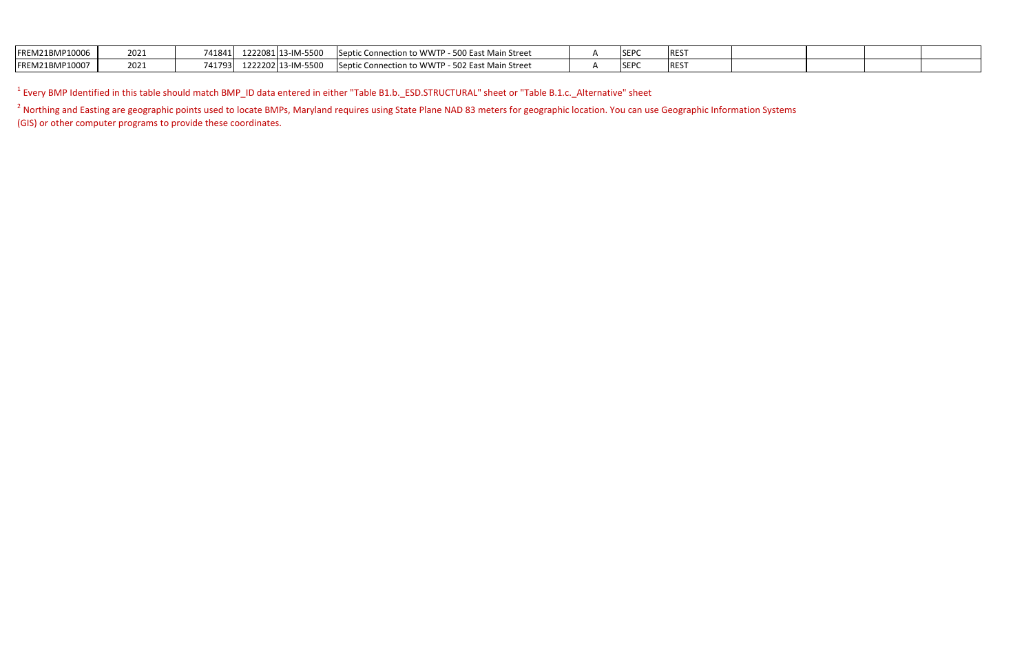| | | | | | | | | | | | | |
|---|---|---|---|---|---|---|---|---|---|---|---|---|
| FREM21BMP10006 | 2021 | 741841 | 1222081 | 13-IM-5500 | Septic Connection to WWTP - 500 East Main Street | A | SEPC | REST | | | | |
| FREM21BMP10007 | 2021 | 741793 | 1222202 | 13-IM-5500 | Septic Connection to WWTP - 502 East Main Street | A | SEPC | REST | | | | |

[1] Every BMP Identified in this table should match BMP_ID data entered in either "Table B1.b._ESD.STRUCTURAL" sheet or "Table B.1.c._Alternative" sheet

[2] Northing and Easting are geographic points used to locate BMPs, Maryland requires using State Plane NAD 83 meters for geographic location. You can use Geographic Information Systems (GIS) or other computer programs to provide these coordinates.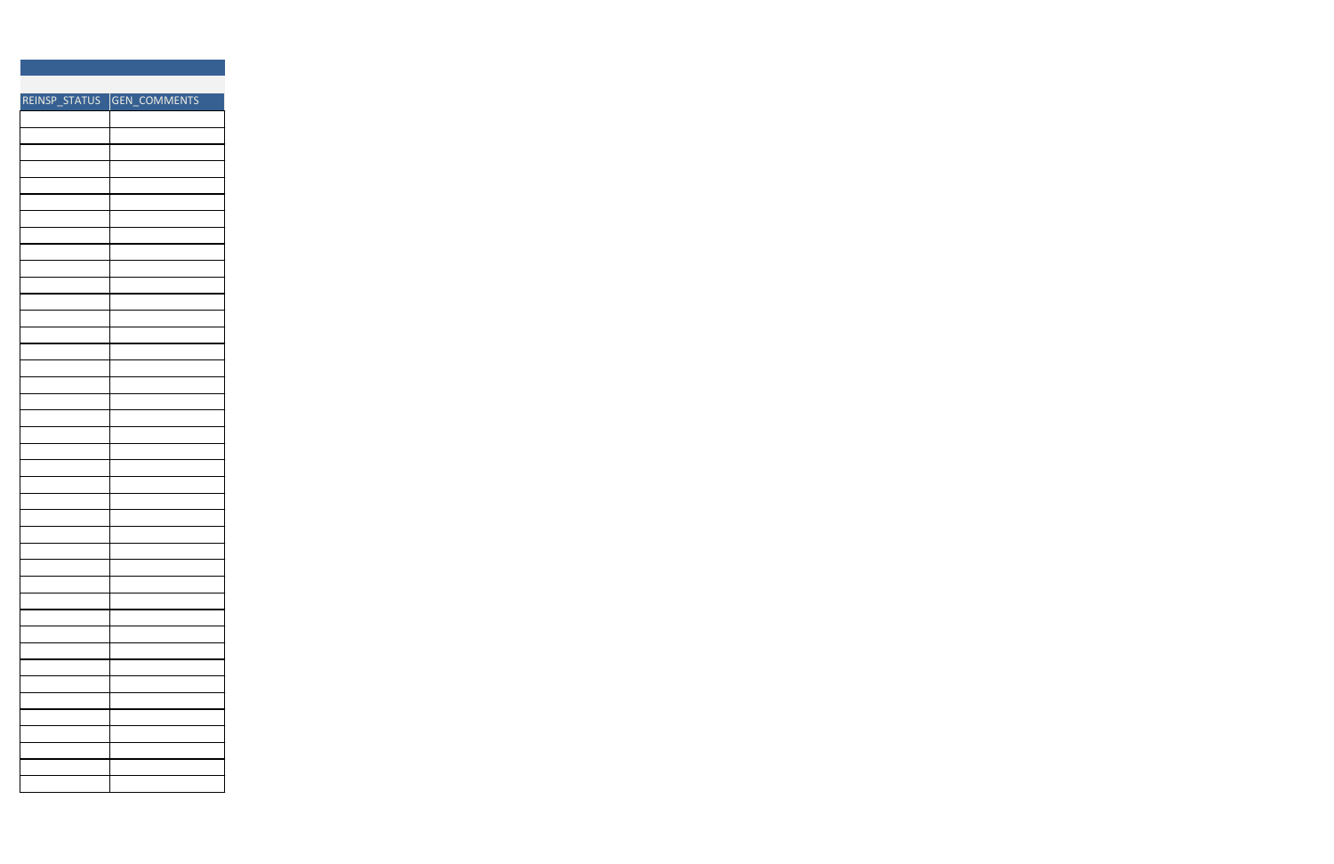| REINSP_STATUS | GEN_COMMENTS |
|---|---|
| | |
| | |
| | |
| | |
| | |
| | |
| | |
| | |
| | |
| | |
| | |
| | |
| | |
| | |
| | |
| | |
| | |
| | |
| | |
| | |
| | |
| | |
| | |
| | |
| | |
| | |
| | |
| | |
| | |
| | |
| | |
| | |
| | |
| | |
| | |
| | |
| | |
| | |
| | |
| | |
| | |